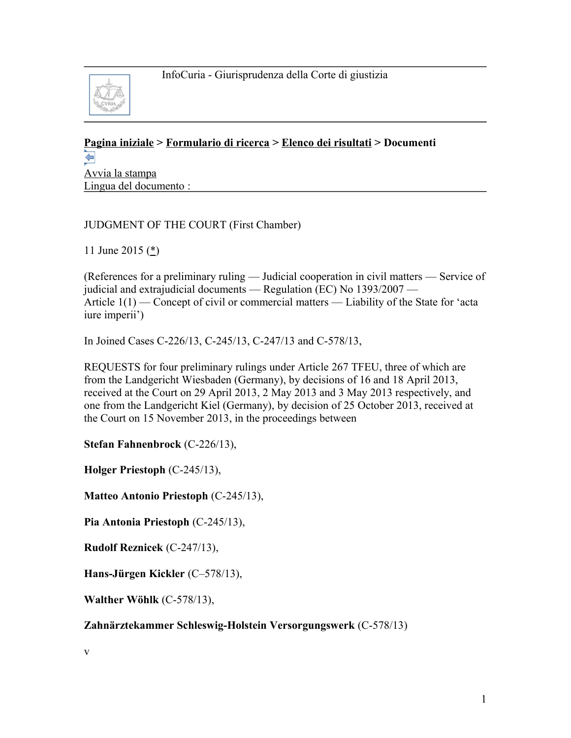InfoCuria - Giurisprudenza della Corte di giustizia

**Pagina iniziale > Formulario di ricerca > Elenco dei risultati > Documenti**

Avvia la stampa
Lingua del documento :

JUDGMENT OF THE COURT (First Chamber)

11 June 2015 (*)

(References for a preliminary ruling — Judicial cooperation in civil matters — Service of judicial and extrajudicial documents — Regulation (EC) No 1393/2007 — Article 1(1) — Concept of civil or commercial matters — Liability of the State for 'acta iure imperii')

In Joined Cases C-226/13, C-245/13, C-247/13 and C-578/13,

REQUESTS for four preliminary rulings under Article 267 TFEU, three of which are from the Landgericht Wiesbaden (Germany), by decisions of 16 and 18 April 2013, received at the Court on 29 April 2013, 2 May 2013 and 3 May 2013 respectively, and one from the Landgericht Kiel (Germany), by decision of 25 October 2013, received at the Court on 15 November 2013, in the proceedings between

**Stefan Fahnenbrock** (C-226/13),

**Holger Priestoph** (C-245/13),

**Matteo Antonio Priestoph** (C-245/13),

**Pia Antonia Priestoph** (C-245/13),

**Rudolf Reznicek** (C-247/13),

**Hans-Jürgen Kickler** (C–578/13),

**Walther Wöhlk** (C-578/13),

**Zahnärztekammer Schleswig-Holstein Versorgungswerk** (C-578/13)

v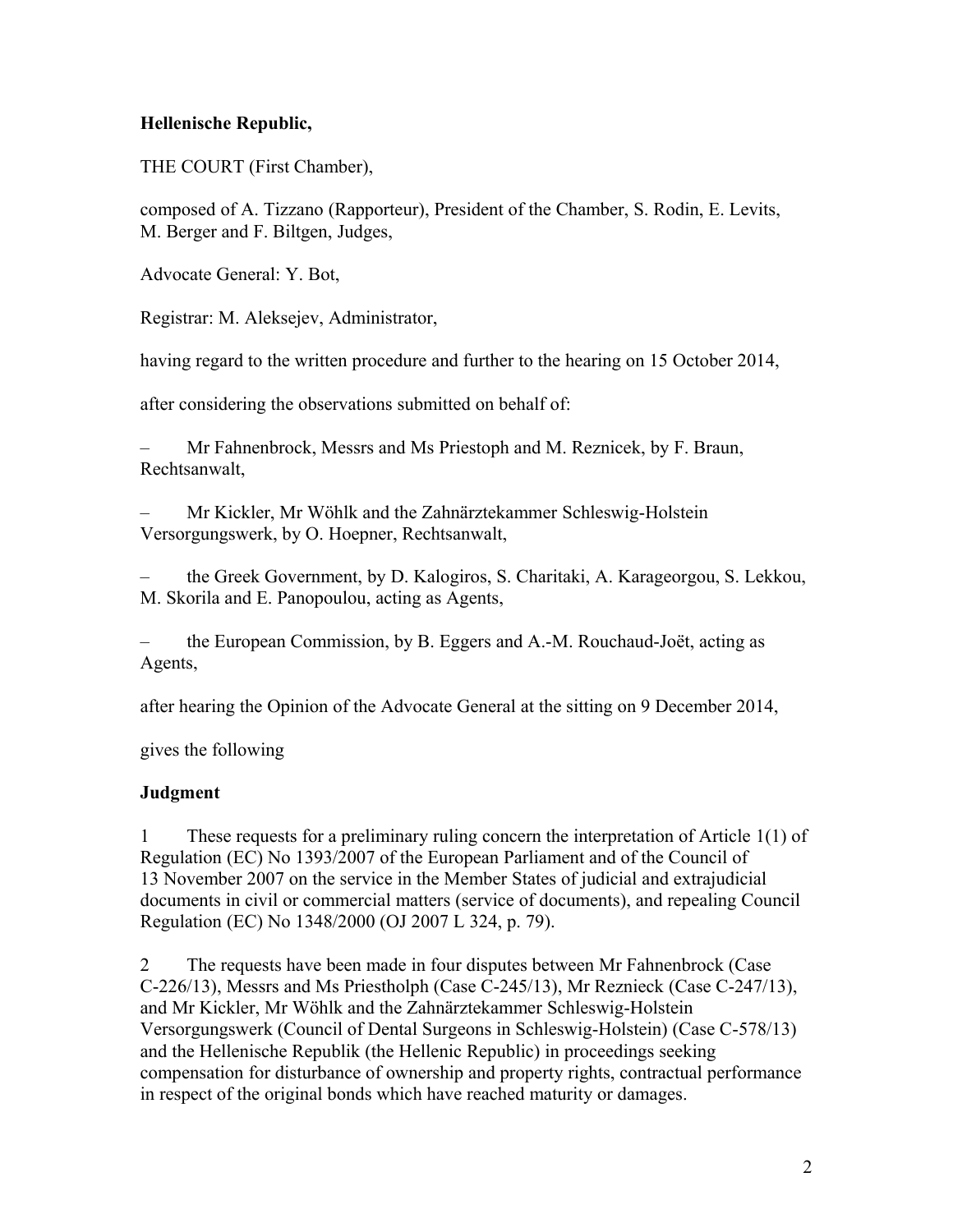**Hellenische Republic,**

THE COURT (First Chamber),

composed of A. Tizzano (Rapporteur), President of the Chamber, S. Rodin, E. Levits, M. Berger and F. Biltgen, Judges,

Advocate General: Y. Bot,

Registrar: M. Aleksejev, Administrator,

having regard to the written procedure and further to the hearing on 15 October 2014,

after considering the observations submitted on behalf of:

– Mr Fahnenbrock, Messrs and Ms Priestoph and M. Reznicek, by F. Braun, Rechtsanwalt,

– Mr Kickler, Mr Wöhlk and the Zahnärztekammer Schleswig-Holstein Versorgungswerk, by O. Hoepner, Rechtsanwalt,

– the Greek Government, by D. Kalogiros, S. Charitaki, A. Karageorgou, S. Lekkou, M. Skorila and E. Panopoulou, acting as Agents,

– the European Commission, by B. Eggers and A.-M. Rouchaud-Joët, acting as Agents,

after hearing the Opinion of the Advocate General at the sitting on 9 December 2014,

gives the following

**Judgment**

1 These requests for a preliminary ruling concern the interpretation of Article 1(1) of Regulation (EC) No 1393/2007 of the European Parliament and of the Council of 13 November 2007 on the service in the Member States of judicial and extrajudicial documents in civil or commercial matters (service of documents), and repealing Council Regulation (EC) No 1348/2000 (OJ 2007 L 324, p. 79).

2 The requests have been made in four disputes between Mr Fahnenbrock (Case C-226/13), Messrs and Ms Priestholph (Case C-245/13), Mr Reznieck (Case C-247/13), and Mr Kickler, Mr Wöhlk and the Zahnärztekammer Schleswig-Holstein Versorgungswerk (Council of Dental Surgeons in Schleswig-Holstein) (Case C-578/13) and the Hellenische Republik (the Hellenic Republic) in proceedings seeking compensation for disturbance of ownership and property rights, contractual performance in respect of the original bonds which have reached maturity or damages.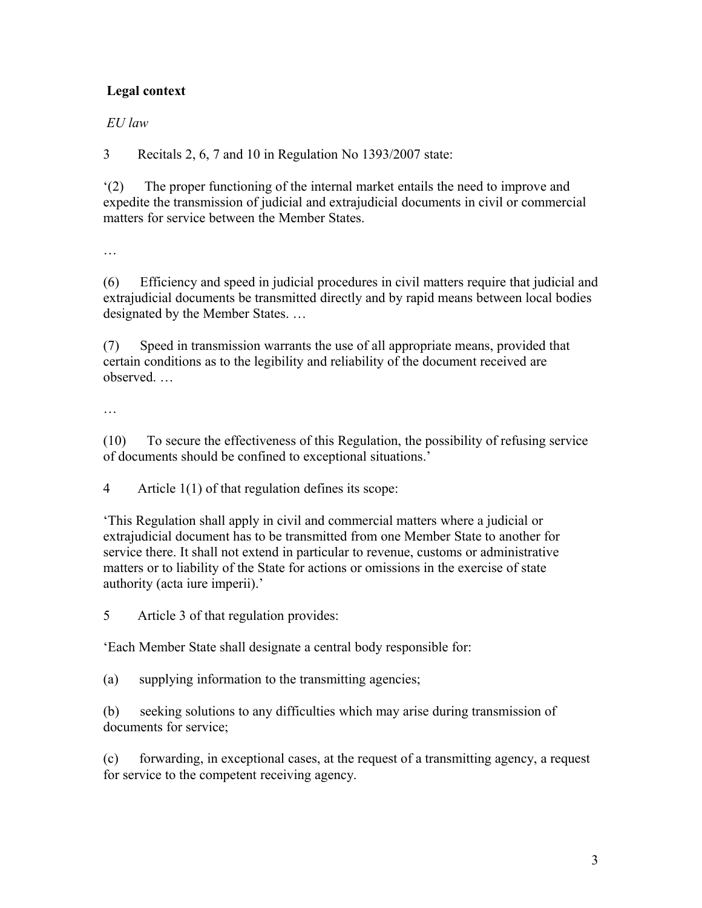**Legal context**

*EU law*

3 Recitals 2, 6, 7 and 10 in Regulation No 1393/2007 state:

'(2) The proper functioning of the internal market entails the need to improve and expedite the transmission of judicial and extrajudicial documents in civil or commercial matters for service between the Member States.

…

(6) Efficiency and speed in judicial procedures in civil matters require that judicial and extrajudicial documents be transmitted directly and by rapid means between local bodies designated by the Member States. …

(7) Speed in transmission warrants the use of all appropriate means, provided that certain conditions as to the legibility and reliability of the document received are observed. …

…

(10) To secure the effectiveness of this Regulation, the possibility of refusing service of documents should be confined to exceptional situations.'

4 Article 1(1) of that regulation defines its scope:

'This Regulation shall apply in civil and commercial matters where a judicial or extrajudicial document has to be transmitted from one Member State to another for service there. It shall not extend in particular to revenue, customs or administrative matters or to liability of the State for actions or omissions in the exercise of state authority (acta iure imperii).'

5 Article 3 of that regulation provides:

'Each Member State shall designate a central body responsible for:

(a) supplying information to the transmitting agencies;

(b) seeking solutions to any difficulties which may arise during transmission of documents for service;

(c) forwarding, in exceptional cases, at the request of a transmitting agency, a request for service to the competent receiving agency.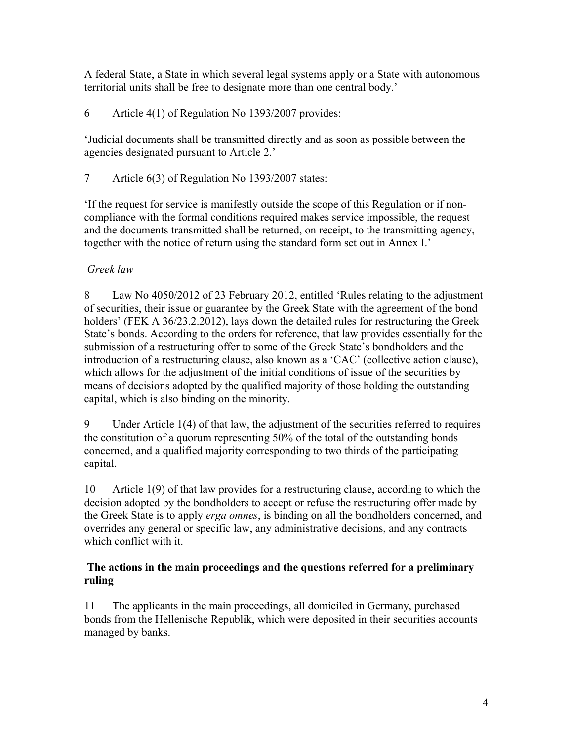A federal State, a State in which several legal systems apply or a State with autonomous territorial units shall be free to designate more than one central body.'

6 Article 4(1) of Regulation No 1393/2007 provides:

'Judicial documents shall be transmitted directly and as soon as possible between the agencies designated pursuant to Article 2.'

7 Article 6(3) of Regulation No 1393/2007 states:

'If the request for service is manifestly outside the scope of this Regulation or if non-compliance with the formal conditions required makes service impossible, the request and the documents transmitted shall be returned, on receipt, to the transmitting agency, together with the notice of return using the standard form set out in Annex I.'

*Greek law*

8 Law No 4050/2012 of 23 February 2012, entitled 'Rules relating to the adjustment of securities, their issue or guarantee by the Greek State with the agreement of the bond holders' (FEK A 36/23.2.2012), lays down the detailed rules for restructuring the Greek State's bonds. According to the orders for reference, that law provides essentially for the submission of a restructuring offer to some of the Greek State's bondholders and the introduction of a restructuring clause, also known as a 'CAC' (collective action clause), which allows for the adjustment of the initial conditions of issue of the securities by means of decisions adopted by the qualified majority of those holding the outstanding capital, which is also binding on the minority.

9 Under Article 1(4) of that law, the adjustment of the securities referred to requires the constitution of a quorum representing 50% of the total of the outstanding bonds concerned, and a qualified majority corresponding to two thirds of the participating capital.

10 Article 1(9) of that law provides for a restructuring clause, according to which the decision adopted by the bondholders to accept or refuse the restructuring offer made by the Greek State is to apply *erga omnes*, is binding on all the bondholders concerned, and overrides any general or specific law, any administrative decisions, and any contracts which conflict with it.

**The actions in the main proceedings and the questions referred for a preliminary ruling**

11 The applicants in the main proceedings, all domiciled in Germany, purchased bonds from the Hellenische Republik, which were deposited in their securities accounts managed by banks.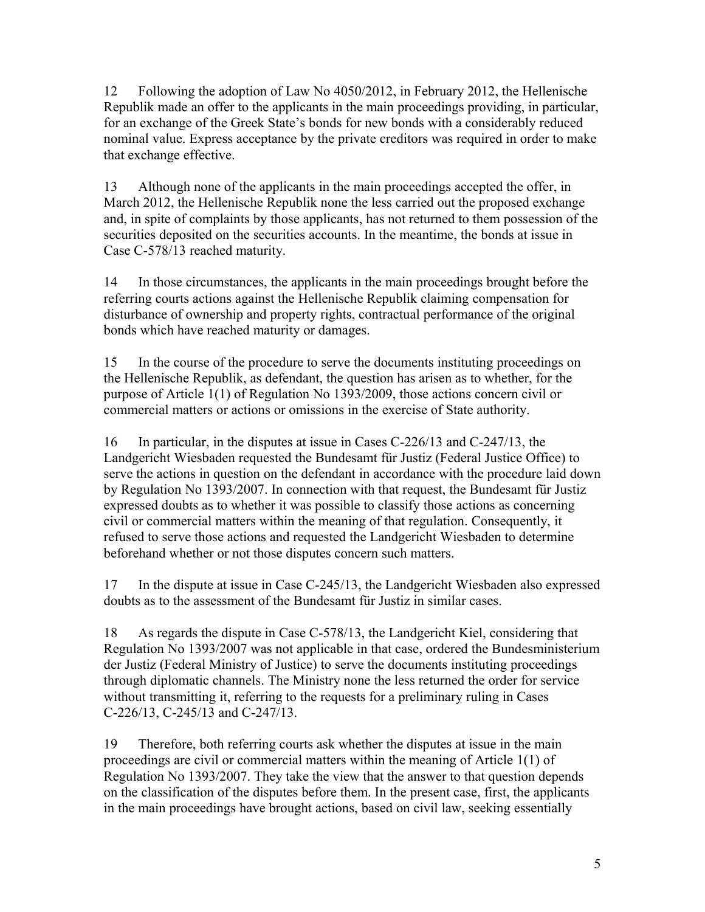12 Following the adoption of Law No 4050/2012, in February 2012, the Hellenische Republik made an offer to the applicants in the main proceedings providing, in particular, for an exchange of the Greek State's bonds for new bonds with a considerably reduced nominal value. Express acceptance by the private creditors was required in order to make that exchange effective.

13 Although none of the applicants in the main proceedings accepted the offer, in March 2012, the Hellenische Republik none the less carried out the proposed exchange and, in spite of complaints by those applicants, has not returned to them possession of the securities deposited on the securities accounts. In the meantime, the bonds at issue in Case C-578/13 reached maturity.

14 In those circumstances, the applicants in the main proceedings brought before the referring courts actions against the Hellenische Republik claiming compensation for disturbance of ownership and property rights, contractual performance of the original bonds which have reached maturity or damages.

15 In the course of the procedure to serve the documents instituting proceedings on the Hellenische Republik, as defendant, the question has arisen as to whether, for the purpose of Article 1(1) of Regulation No 1393/2009, those actions concern civil or commercial matters or actions or omissions in the exercise of State authority.

16 In particular, in the disputes at issue in Cases C-226/13 and C-247/13, the Landgericht Wiesbaden requested the Bundesamt für Justiz (Federal Justice Office) to serve the actions in question on the defendant in accordance with the procedure laid down by Regulation No 1393/2007. In connection with that request, the Bundesamt für Justiz expressed doubts as to whether it was possible to classify those actions as concerning civil or commercial matters within the meaning of that regulation. Consequently, it refused to serve those actions and requested the Landgericht Wiesbaden to determine beforehand whether or not those disputes concern such matters.

17 In the dispute at issue in Case C-245/13, the Landgericht Wiesbaden also expressed doubts as to the assessment of the Bundesamt für Justiz in similar cases.

18 As regards the dispute in Case C-578/13, the Landgericht Kiel, considering that Regulation No 1393/2007 was not applicable in that case, ordered the Bundesministerium der Justiz (Federal Ministry of Justice) to serve the documents instituting proceedings through diplomatic channels. The Ministry none the less returned the order for service without transmitting it, referring to the requests for a preliminary ruling in Cases C-226/13, C-245/13 and C-247/13.

19 Therefore, both referring courts ask whether the disputes at issue in the main proceedings are civil or commercial matters within the meaning of Article 1(1) of Regulation No 1393/2007. They take the view that the answer to that question depends on the classification of the disputes before them. In the present case, first, the applicants in the main proceedings have brought actions, based on civil law, seeking essentially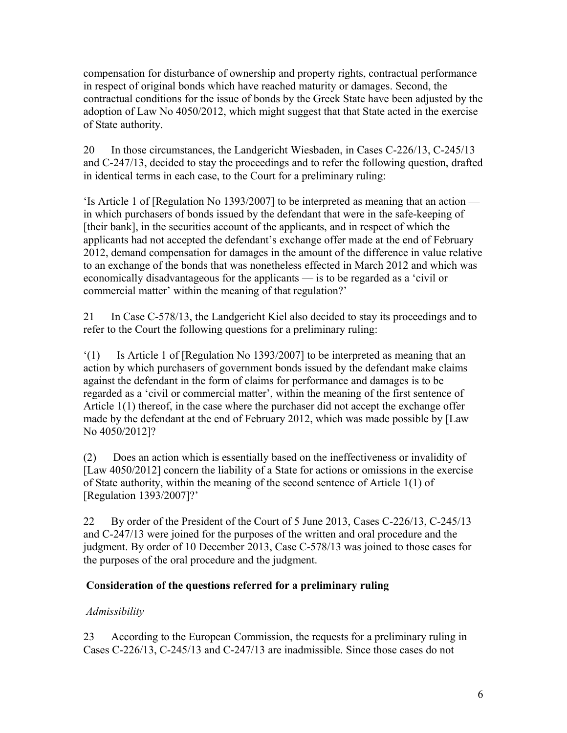compensation for disturbance of ownership and property rights, contractual performance in respect of original bonds which have reached maturity or damages. Second, the contractual conditions for the issue of bonds by the Greek State have been adjusted by the adoption of Law No 4050/2012, which might suggest that that State acted in the exercise of State authority.

20 In those circumstances, the Landgericht Wiesbaden, in Cases C-226/13, C-245/13 and C-247/13, decided to stay the proceedings and to refer the following question, drafted in identical terms in each case, to the Court for a preliminary ruling:

'Is Article 1 of [Regulation No 1393/2007] to be interpreted as meaning that an action — in which purchasers of bonds issued by the defendant that were in the safe-keeping of [their bank], in the securities account of the applicants, and in respect of which the applicants had not accepted the defendant's exchange offer made at the end of February 2012, demand compensation for damages in the amount of the difference in value relative to an exchange of the bonds that was nonetheless effected in March 2012 and which was economically disadvantageous for the applicants — is to be regarded as a 'civil or commercial matter' within the meaning of that regulation?'

21 In Case C-578/13, the Landgericht Kiel also decided to stay its proceedings and to refer to the Court the following questions for a preliminary ruling:

'(1) Is Article 1 of [Regulation No 1393/2007] to be interpreted as meaning that an action by which purchasers of government bonds issued by the defendant make claims against the defendant in the form of claims for performance and damages is to be regarded as a 'civil or commercial matter', within the meaning of the first sentence of Article 1(1) thereof, in the case where the purchaser did not accept the exchange offer made by the defendant at the end of February 2012, which was made possible by [Law No 4050/2012]?

(2) Does an action which is essentially based on the ineffectiveness or invalidity of [Law 4050/2012] concern the liability of a State for actions or omissions in the exercise of State authority, within the meaning of the second sentence of Article 1(1) of [Regulation 1393/2007]?'

22 By order of the President of the Court of 5 June 2013, Cases C-226/13, C-245/13 and C-247/13 were joined for the purposes of the written and oral procedure and the judgment. By order of 10 December 2013, Case C-578/13 was joined to those cases for the purposes of the oral procedure and the judgment.

## Consideration of the questions referred for a preliminary ruling

*Admissibility*

23 According to the European Commission, the requests for a preliminary ruling in Cases C-226/13, C-245/13 and C-247/13 are inadmissible. Since those cases do not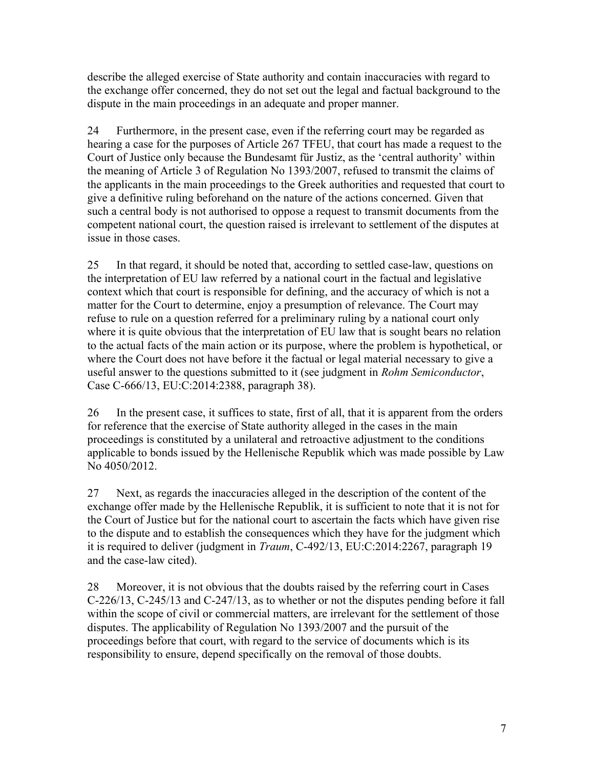describe the alleged exercise of State authority and contain inaccuracies with regard to the exchange offer concerned, they do not set out the legal and factual background to the dispute in the main proceedings in an adequate and proper manner.

24 Furthermore, in the present case, even if the referring court may be regarded as hearing a case for the purposes of Article 267 TFEU, that court has made a request to the Court of Justice only because the Bundesamt für Justiz, as the 'central authority' within the meaning of Article 3 of Regulation No 1393/2007, refused to transmit the claims of the applicants in the main proceedings to the Greek authorities and requested that court to give a definitive ruling beforehand on the nature of the actions concerned. Given that such a central body is not authorised to oppose a request to transmit documents from the competent national court, the question raised is irrelevant to settlement of the disputes at issue in those cases.

25 In that regard, it should be noted that, according to settled case-law, questions on the interpretation of EU law referred by a national court in the factual and legislative context which that court is responsible for defining, and the accuracy of which is not a matter for the Court to determine, enjoy a presumption of relevance. The Court may refuse to rule on a question referred for a preliminary ruling by a national court only where it is quite obvious that the interpretation of EU law that is sought bears no relation to the actual facts of the main action or its purpose, where the problem is hypothetical, or where the Court does not have before it the factual or legal material necessary to give a useful answer to the questions submitted to it (see judgment in *Rohm Semiconductor*, Case C-666/13, EU:C:2014:2388, paragraph 38).

26 In the present case, it suffices to state, first of all, that it is apparent from the orders for reference that the exercise of State authority alleged in the cases in the main proceedings is constituted by a unilateral and retroactive adjustment to the conditions applicable to bonds issued by the Hellenische Republik which was made possible by Law No 4050/2012.

27 Next, as regards the inaccuracies alleged in the description of the content of the exchange offer made by the Hellenische Republik, it is sufficient to note that it is not for the Court of Justice but for the national court to ascertain the facts which have given rise to the dispute and to establish the consequences which they have for the judgment which it is required to deliver (judgment in *Traum*, C-492/13, EU:C:2014:2267, paragraph 19 and the case-law cited).

28 Moreover, it is not obvious that the doubts raised by the referring court in Cases C-226/13, C-245/13 and C-247/13, as to whether or not the disputes pending before it fall within the scope of civil or commercial matters, are irrelevant for the settlement of those disputes. The applicability of Regulation No 1393/2007 and the pursuit of the proceedings before that court, with regard to the service of documents which is its responsibility to ensure, depend specifically on the removal of those doubts.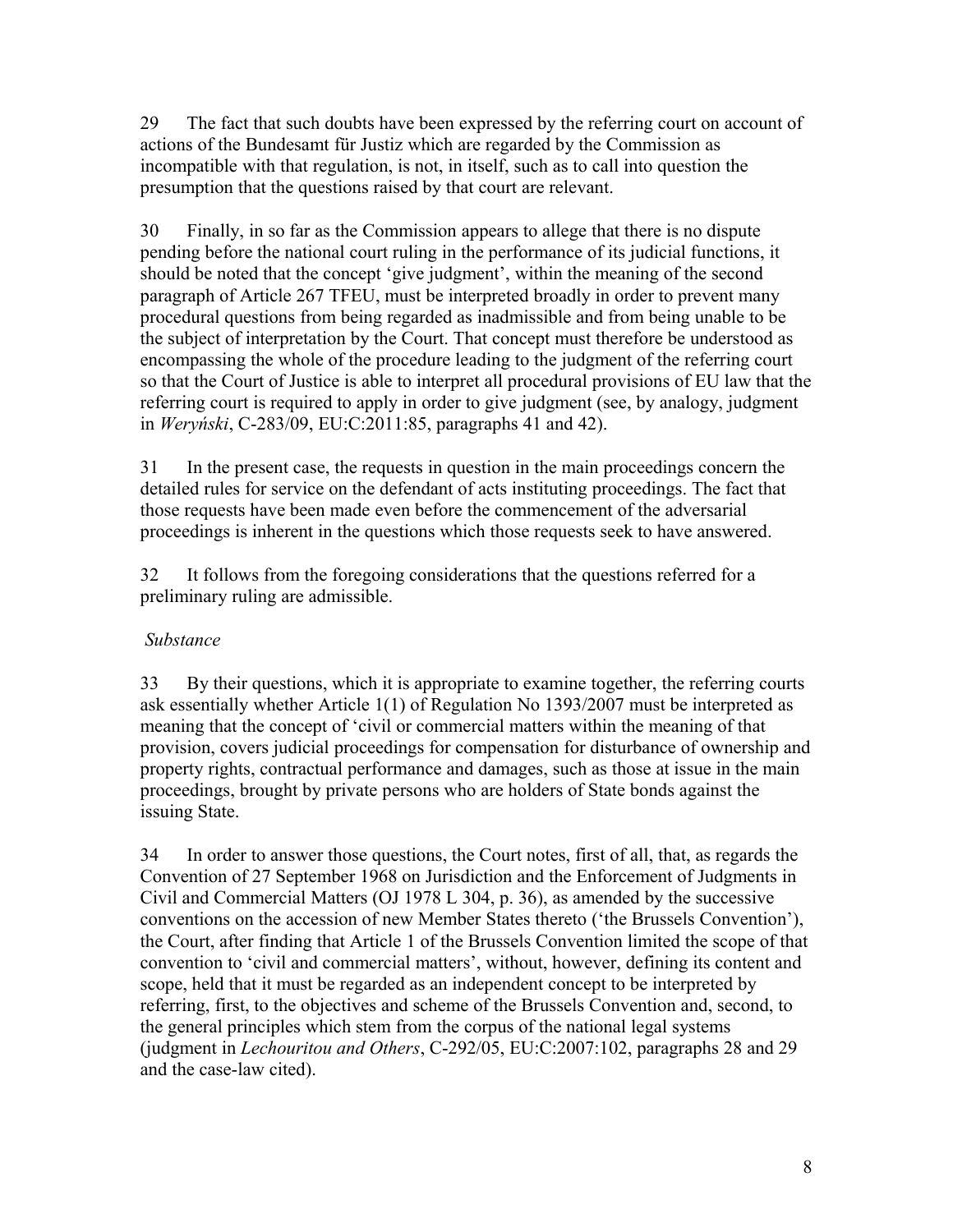29 The fact that such doubts have been expressed by the referring court on account of actions of the Bundesamt für Justiz which are regarded by the Commission as incompatible with that regulation, is not, in itself, such as to call into question the presumption that the questions raised by that court are relevant.

30 Finally, in so far as the Commission appears to allege that there is no dispute pending before the national court ruling in the performance of its judicial functions, it should be noted that the concept 'give judgment', within the meaning of the second paragraph of Article 267 TFEU, must be interpreted broadly in order to prevent many procedural questions from being regarded as inadmissible and from being unable to be the subject of interpretation by the Court. That concept must therefore be understood as encompassing the whole of the procedure leading to the judgment of the referring court so that the Court of Justice is able to interpret all procedural provisions of EU law that the referring court is required to apply in order to give judgment (see, by analogy, judgment in *Weryński*, C-283/09, EU:C:2011:85, paragraphs 41 and 42).

31 In the present case, the requests in question in the main proceedings concern the detailed rules for service on the defendant of acts instituting proceedings. The fact that those requests have been made even before the commencement of the adversarial proceedings is inherent in the questions which those requests seek to have answered.

32 It follows from the foregoing considerations that the questions referred for a preliminary ruling are admissible.

*Substance*

33 By their questions, which it is appropriate to examine together, the referring courts ask essentially whether Article 1(1) of Regulation No 1393/2007 must be interpreted as meaning that the concept of 'civil or commercial matters within the meaning of that provision, covers judicial proceedings for compensation for disturbance of ownership and property rights, contractual performance and damages, such as those at issue in the main proceedings, brought by private persons who are holders of State bonds against the issuing State.

34 In order to answer those questions, the Court notes, first of all, that, as regards the Convention of 27 September 1968 on Jurisdiction and the Enforcement of Judgments in Civil and Commercial Matters (OJ 1978 L 304, p. 36), as amended by the successive conventions on the accession of new Member States thereto ('the Brussels Convention'), the Court, after finding that Article 1 of the Brussels Convention limited the scope of that convention to 'civil and commercial matters', without, however, defining its content and scope, held that it must be regarded as an independent concept to be interpreted by referring, first, to the objectives and scheme of the Brussels Convention and, second, to the general principles which stem from the corpus of the national legal systems (judgment in *Lechouritou and Others*, C-292/05, EU:C:2007:102, paragraphs 28 and 29 and the case-law cited).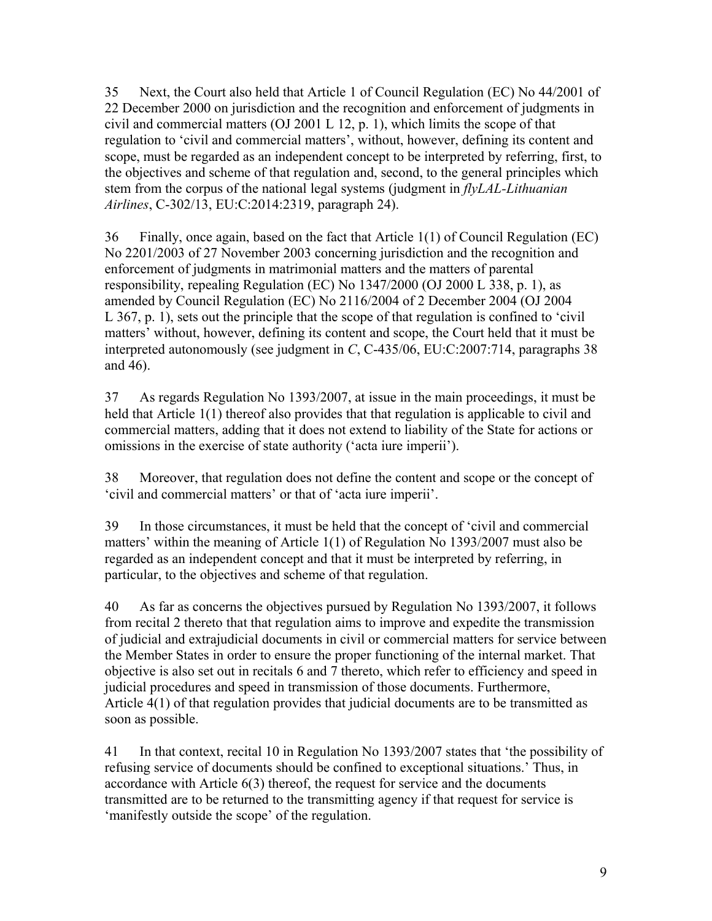35 Next, the Court also held that Article 1 of Council Regulation (EC) No 44/2001 of 22 December 2000 on jurisdiction and the recognition and enforcement of judgments in civil and commercial matters (OJ 2001 L 12, p. 1), which limits the scope of that regulation to 'civil and commercial matters', without, however, defining its content and scope, must be regarded as an independent concept to be interpreted by referring, first, to the objectives and scheme of that regulation and, second, to the general principles which stem from the corpus of the national legal systems (judgment in *flyLAL-Lithuanian Airlines*, C-302/13, EU:C:2014:2319, paragraph 24).

36 Finally, once again, based on the fact that Article 1(1) of Council Regulation (EC) No 2201/2003 of 27 November 2003 concerning jurisdiction and the recognition and enforcement of judgments in matrimonial matters and the matters of parental responsibility, repealing Regulation (EC) No 1347/2000 (OJ 2000 L 338, p. 1), as amended by Council Regulation (EC) No 2116/2004 of 2 December 2004 (OJ 2004 L 367, p. 1), sets out the principle that the scope of that regulation is confined to 'civil matters' without, however, defining its content and scope, the Court held that it must be interpreted autonomously (see judgment in *C*, C-435/06, EU:C:2007:714, paragraphs 38 and 46).

37 As regards Regulation No 1393/2007, at issue in the main proceedings, it must be held that Article 1(1) thereof also provides that that regulation is applicable to civil and commercial matters, adding that it does not extend to liability of the State for actions or omissions in the exercise of state authority ('acta iure imperii').

38 Moreover, that regulation does not define the content and scope or the concept of 'civil and commercial matters' or that of 'acta iure imperii'.

39 In those circumstances, it must be held that the concept of 'civil and commercial matters' within the meaning of Article 1(1) of Regulation No 1393/2007 must also be regarded as an independent concept and that it must be interpreted by referring, in particular, to the objectives and scheme of that regulation.

40 As far as concerns the objectives pursued by Regulation No 1393/2007, it follows from recital 2 thereto that that regulation aims to improve and expedite the transmission of judicial and extrajudicial documents in civil or commercial matters for service between the Member States in order to ensure the proper functioning of the internal market. That objective is also set out in recitals 6 and 7 thereto, which refer to efficiency and speed in judicial procedures and speed in transmission of those documents. Furthermore, Article 4(1) of that regulation provides that judicial documents are to be transmitted as soon as possible.

41 In that context, recital 10 in Regulation No 1393/2007 states that 'the possibility of refusing service of documents should be confined to exceptional situations.' Thus, in accordance with Article 6(3) thereof, the request for service and the documents transmitted are to be returned to the transmitting agency if that request for service is 'manifestly outside the scope' of the regulation.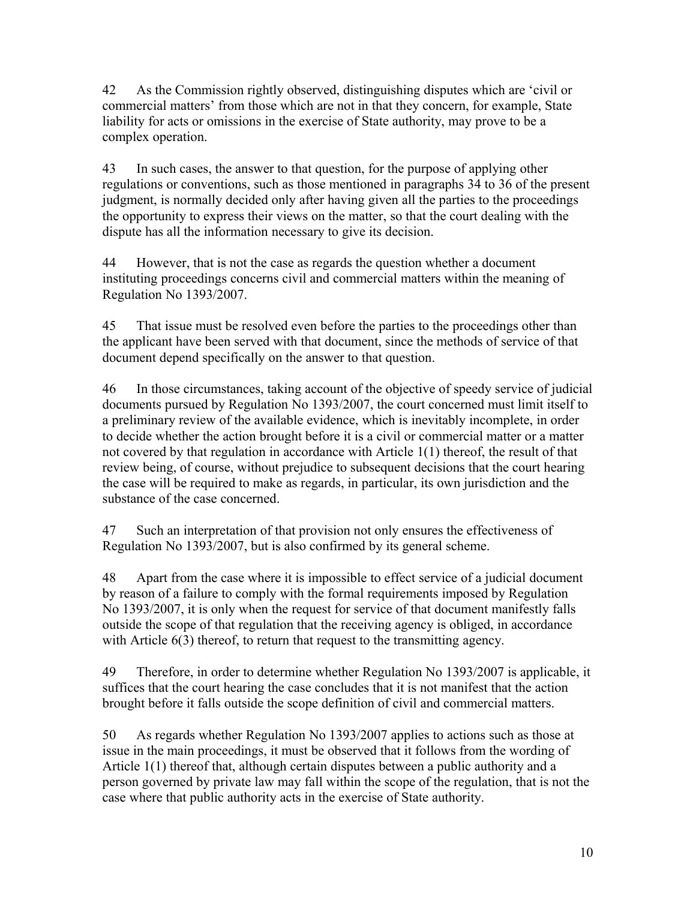42 As the Commission rightly observed, distinguishing disputes which are 'civil or commercial matters' from those which are not in that they concern, for example, State liability for acts or omissions in the exercise of State authority, may prove to be a complex operation.

43 In such cases, the answer to that question, for the purpose of applying other regulations or conventions, such as those mentioned in paragraphs 34 to 36 of the present judgment, is normally decided only after having given all the parties to the proceedings the opportunity to express their views on the matter, so that the court dealing with the dispute has all the information necessary to give its decision.

44 However, that is not the case as regards the question whether a document instituting proceedings concerns civil and commercial matters within the meaning of Regulation No 1393/2007.

45 That issue must be resolved even before the parties to the proceedings other than the applicant have been served with that document, since the methods of service of that document depend specifically on the answer to that question.

46 In those circumstances, taking account of the objective of speedy service of judicial documents pursued by Regulation No 1393/2007, the court concerned must limit itself to a preliminary review of the available evidence, which is inevitably incomplete, in order to decide whether the action brought before it is a civil or commercial matter or a matter not covered by that regulation in accordance with Article 1(1) thereof, the result of that review being, of course, without prejudice to subsequent decisions that the court hearing the case will be required to make as regards, in particular, its own jurisdiction and the substance of the case concerned.

47 Such an interpretation of that provision not only ensures the effectiveness of Regulation No 1393/2007, but is also confirmed by its general scheme.

48 Apart from the case where it is impossible to effect service of a judicial document by reason of a failure to comply with the formal requirements imposed by Regulation No 1393/2007, it is only when the request for service of that document manifestly falls outside the scope of that regulation that the receiving agency is obliged, in accordance with Article 6(3) thereof, to return that request to the transmitting agency.

49 Therefore, in order to determine whether Regulation No 1393/2007 is applicable, it suffices that the court hearing the case concludes that it is not manifest that the action brought before it falls outside the scope definition of civil and commercial matters.

50 As regards whether Regulation No 1393/2007 applies to actions such as those at issue in the main proceedings, it must be observed that it follows from the wording of Article 1(1) thereof that, although certain disputes between a public authority and a person governed by private law may fall within the scope of the regulation, that is not the case where that public authority acts in the exercise of State authority.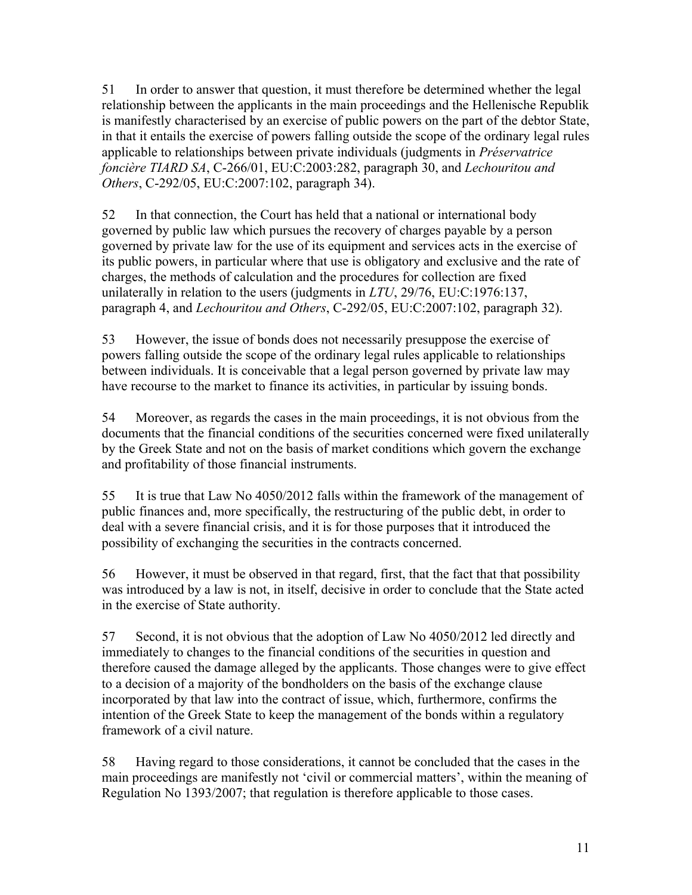51 In order to answer that question, it must therefore be determined whether the legal relationship between the applicants in the main proceedings and the Hellenische Republik is manifestly characterised by an exercise of public powers on the part of the debtor State, in that it entails the exercise of powers falling outside the scope of the ordinary legal rules applicable to relationships between private individuals (judgments in *Préservatrice foncière TIARD SA*, C-266/01, EU:C:2003:282, paragraph 30, and *Lechouritou and Others*, C-292/05, EU:C:2007:102, paragraph 34).

52 In that connection, the Court has held that a national or international body governed by public law which pursues the recovery of charges payable by a person governed by private law for the use of its equipment and services acts in the exercise of its public powers, in particular where that use is obligatory and exclusive and the rate of charges, the methods of calculation and the procedures for collection are fixed unilaterally in relation to the users (judgments in *LTU*, 29/76, EU:C:1976:137, paragraph 4, and *Lechouritou and Others*, C-292/05, EU:C:2007:102, paragraph 32).

53 However, the issue of bonds does not necessarily presuppose the exercise of powers falling outside the scope of the ordinary legal rules applicable to relationships between individuals. It is conceivable that a legal person governed by private law may have recourse to the market to finance its activities, in particular by issuing bonds.

54 Moreover, as regards the cases in the main proceedings, it is not obvious from the documents that the financial conditions of the securities concerned were fixed unilaterally by the Greek State and not on the basis of market conditions which govern the exchange and profitability of those financial instruments.

55 It is true that Law No 4050/2012 falls within the framework of the management of public finances and, more specifically, the restructuring of the public debt, in order to deal with a severe financial crisis, and it is for those purposes that it introduced the possibility of exchanging the securities in the contracts concerned.

56 However, it must be observed in that regard, first, that the fact that that possibility was introduced by a law is not, in itself, decisive in order to conclude that the State acted in the exercise of State authority.

57 Second, it is not obvious that the adoption of Law No 4050/2012 led directly and immediately to changes to the financial conditions of the securities in question and therefore caused the damage alleged by the applicants. Those changes were to give effect to a decision of a majority of the bondholders on the basis of the exchange clause incorporated by that law into the contract of issue, which, furthermore, confirms the intention of the Greek State to keep the management of the bonds within a regulatory framework of a civil nature.

58 Having regard to those considerations, it cannot be concluded that the cases in the main proceedings are manifestly not 'civil or commercial matters', within the meaning of Regulation No 1393/2007; that regulation is therefore applicable to those cases.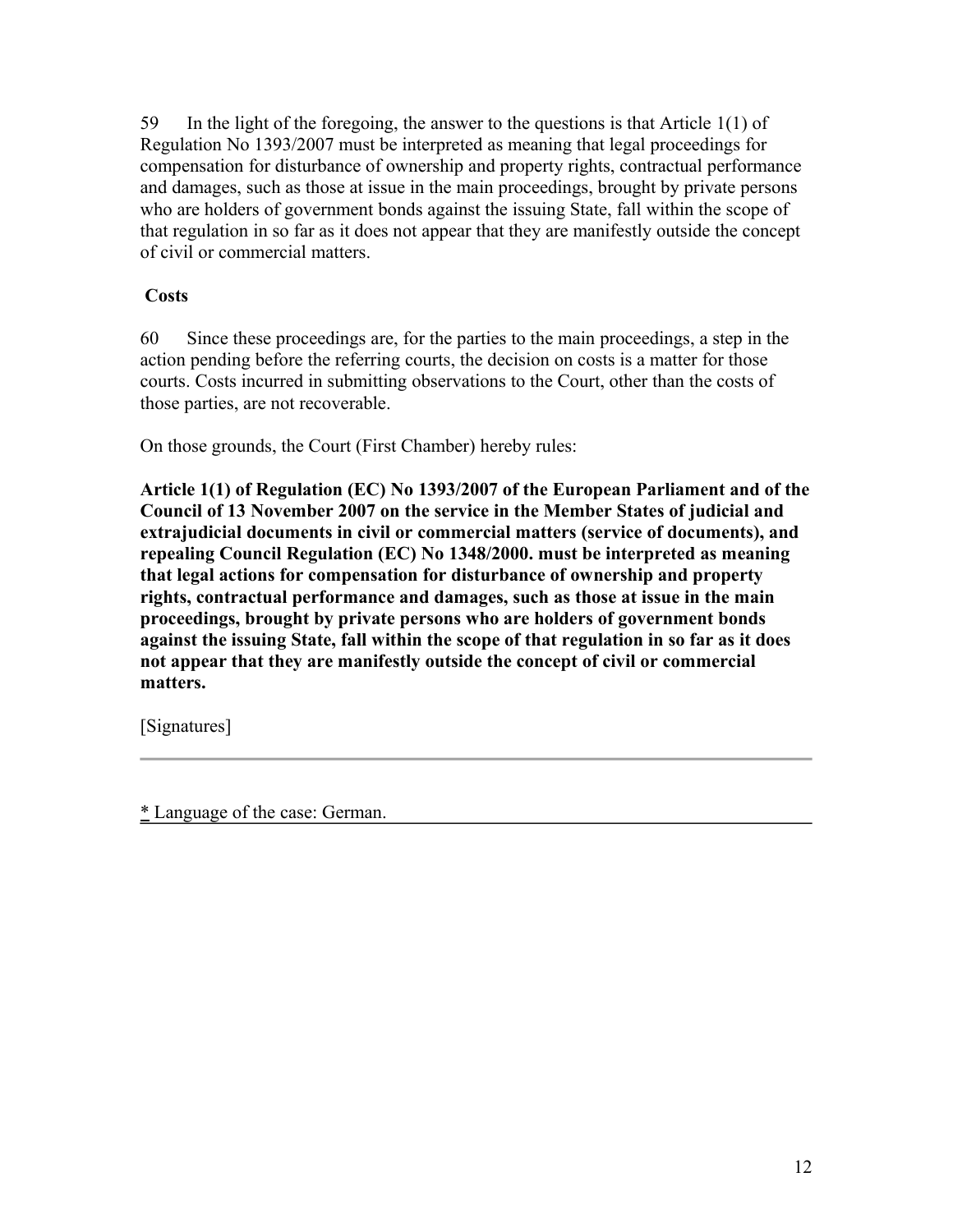59 In the light of the foregoing, the answer to the questions is that Article 1(1) of Regulation No 1393/2007 must be interpreted as meaning that legal proceedings for compensation for disturbance of ownership and property rights, contractual performance and damages, such as those at issue in the main proceedings, brought by private persons who are holders of government bonds against the issuing State, fall within the scope of that regulation in so far as it does not appear that they are manifestly outside the concept of civil or commercial matters.

**Costs**

60 Since these proceedings are, for the parties to the main proceedings, a step in the action pending before the referring courts, the decision on costs is a matter for those courts. Costs incurred in submitting observations to the Court, other than the costs of those parties, are not recoverable.

On those grounds, the Court (First Chamber) hereby rules:

**Article 1(1) of Regulation (EC) No 1393/2007 of the European Parliament and of the Council of 13 November 2007 on the service in the Member States of judicial and extrajudicial documents in civil or commercial matters (service of documents), and repealing Council Regulation (EC) No 1348/2000. must be interpreted as meaning that legal actions for compensation for disturbance of ownership and property rights, contractual performance and damages, such as those at issue in the main proceedings, brought by private persons who are holders of government bonds against the issuing State, fall within the scope of that regulation in so far as it does not appear that they are manifestly outside the concept of civil or commercial matters.**

[Signatures]

---

* Language of the case: German.